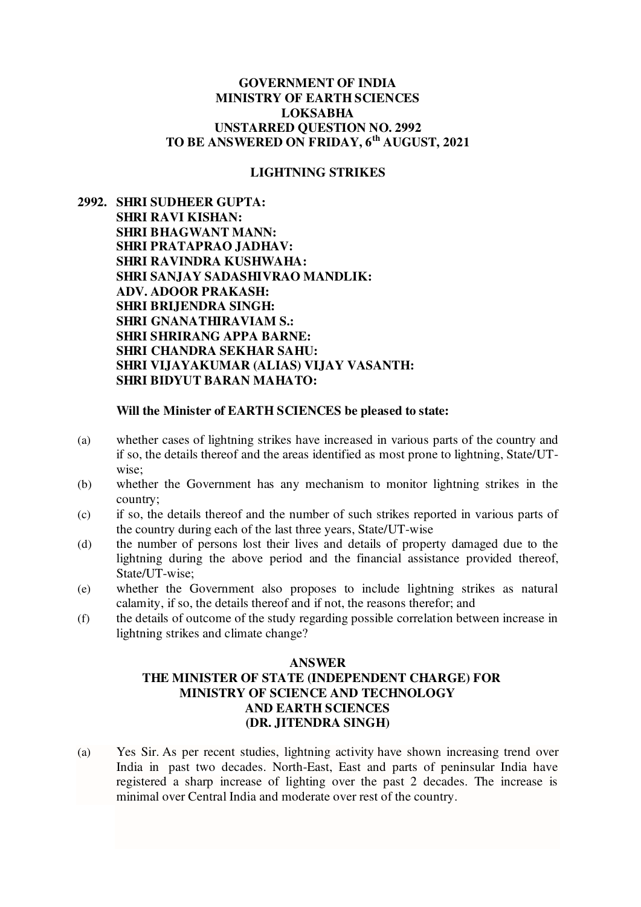**GOVERNMENT OF INDIA**
**MINISTRY OF EARTH SCIENCES**
**LOKSABHA**
**UNSTARRED QUESTION NO. 2992**
**TO BE ANSWERED ON FRIDAY, 6th AUGUST, 2021**

## LIGHTNING STRIKES

**2992. SHRI SUDHEER GUPTA:**
**SHRI RAVI KISHAN:**
**SHRI BHAGWANT MANN:**
**SHRI PRATAPRAO JADHAV:**
**SHRI RAVINDRA KUSHWAHA:**
**SHRI SANJAY SADASHIVRAO MANDLIK:**
**ADV. ADOOR PRAKASH:**
**SHRI BRIJENDRA SINGH:**
**SHRI GNANATHIRAVIAM S.:**
**SHRI SHRIRANG APPA BARNE:**
**SHRI CHANDRA SEKHAR SAHU:**
**SHRI VIJAYAKUMAR (ALIAS) VIJAY VASANTH:**
**SHRI BIDYUT BARAN MAHATO:**

**Will the Minister of EARTH SCIENCES be pleased to state:**

(a) whether cases of lightning strikes have increased in various parts of the country and if so, the details thereof and the areas identified as most prone to lightning, State/UT-wise;

(b) whether the Government has any mechanism to monitor lightning strikes in the country;

(c) if so, the details thereof and the number of such strikes reported in various parts of the country during each of the last three years, State/UT-wise

(d) the number of persons lost their lives and details of property damaged due to the lightning during the above period and the financial assistance provided thereof, State/UT-wise;

(e) whether the Government also proposes to include lightning strikes as natural calamity, if so, the details thereof and if not, the reasons therefor; and

(f) the details of outcome of the study regarding possible correlation between increase in lightning strikes and climate change?

**ANSWER**
**THE MINISTER OF STATE (INDEPENDENT CHARGE) FOR MINISTRY OF SCIENCE AND TECHNOLOGY AND EARTH SCIENCES (DR. JITENDRA SINGH)**

(a) Yes Sir. As per recent studies, lightning activity have shown increasing trend over India in past two decades. North-East, East and parts of peninsular India have registered a sharp increase of lighting over the past 2 decades. The increase is minimal over Central India and moderate over rest of the country.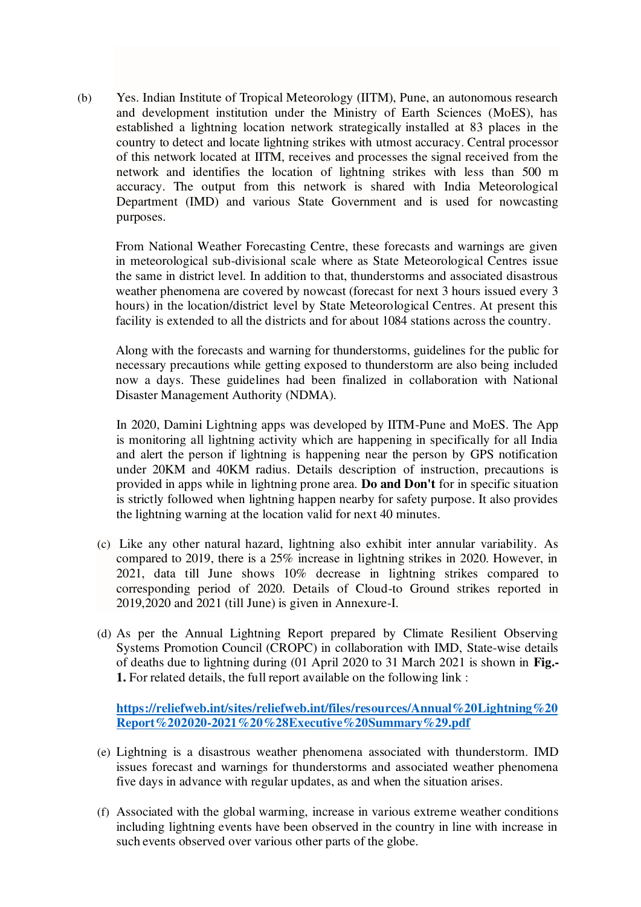(b) Yes. Indian Institute of Tropical Meteorology (IITM), Pune, an autonomous research and development institution under the Ministry of Earth Sciences (MoES), has established a lightning location network strategically installed at 83 places in the country to detect and locate lightning strikes with utmost accuracy. Central processor of this network located at IITM, receives and processes the signal received from the network and identifies the location of lightning strikes with less than 500 m accuracy. The output from this network is shared with India Meteorological Department (IMD) and various State Government and is used for nowcasting purposes.

From National Weather Forecasting Centre, these forecasts and warnings are given in meteorological sub-divisional scale where as State Meteorological Centres issue the same in district level. In addition to that, thunderstorms and associated disastrous weather phenomena are covered by nowcast (forecast for next 3 hours issued every 3 hours) in the location/district level by State Meteorological Centres. At present this facility is extended to all the districts and for about 1084 stations across the country.

Along with the forecasts and warning for thunderstorms, guidelines for the public for necessary precautions while getting exposed to thunderstorm are also being included now a days. These guidelines had been finalized in collaboration with National Disaster Management Authority (NDMA).

In 2020, Damini Lightning apps was developed by IITM-Pune and MoES. The App is monitoring all lightning activity which are happening in specifically for all India and alert the person if lightning is happening near the person by GPS notification under 20KM and 40KM radius. Details description of instruction, precautions is provided in apps while in lightning prone area. **Do and Don't** for in specific situation is strictly followed when lightning happen nearby for safety purpose. It also provides the lightning warning at the location valid for next 40 minutes.

(c) Like any other natural hazard, lightning also exhibit inter annular variability. As compared to 2019, there is a 25% increase in lightning strikes in 2020. However, in 2021, data till June shows 10% decrease in lightning strikes compared to corresponding period of 2020. Details of Cloud-to Ground strikes reported in 2019,2020 and 2021 (till June) is given in Annexure-I.

(d) As per the Annual Lightning Report prepared by Climate Resilient Observing Systems Promotion Council (CROPC) in collaboration with IMD, State-wise details of deaths due to lightning during (01 April 2020 to 31 March 2021 is shown in **Fig.-1.** For related details, the full report available on the following link :

**https://reliefweb.int/sites/reliefweb.int/files/resources/Annual%20Lightning%20Report%202020-2021%20%28Executive%20Summary%29.pdf**

(e) Lightning is a disastrous weather phenomena associated with thunderstorm. IMD issues forecast and warnings for thunderstorms and associated weather phenomena five days in advance with regular updates, as and when the situation arises.

(f) Associated with the global warming, increase in various extreme weather conditions including lightning events have been observed in the country in line with increase in such events observed over various other parts of the globe.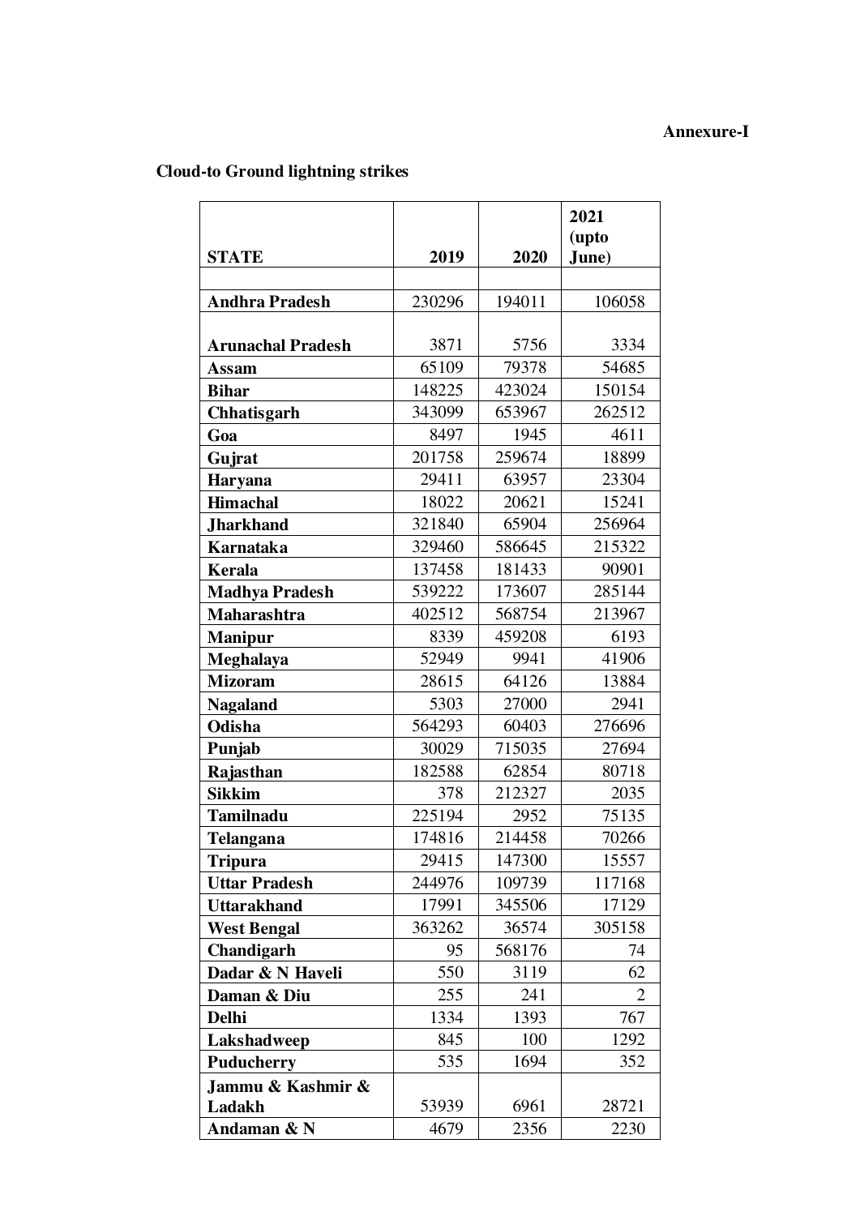**Annexure-I**

**Cloud-to Ground lightning strikes**

| STATE | 2019 | 2020 | 2021 (upto June) |
|---|---|---|---|
| | | | |
| **Andhra Pradesh** | 230296 | 194011 | 106058 |
| **Arunachal Pradesh** | 3871 | 5756 | 3334 |
| **Assam** | 65109 | 79378 | 54685 |
| **Bihar** | 148225 | 423024 | 150154 |
| **Chhatisgarh** | 343099 | 653967 | 262512 |
| **Goa** | 8497 | 1945 | 4611 |
| **Gujrat** | 201758 | 259674 | 18899 |
| **Haryana** | 29411 | 63957 | 23304 |
| **Himachal** | 18022 | 20621 | 15241 |
| **Jharkhand** | 321840 | 65904 | 256964 |
| **Karnataka** | 329460 | 586645 | 215322 |
| **Kerala** | 137458 | 181433 | 90901 |
| **Madhya Pradesh** | 539222 | 173607 | 285144 |
| **Maharashtra** | 402512 | 568754 | 213967 |
| **Manipur** | 8339 | 459208 | 6193 |
| **Meghalaya** | 52949 | 9941 | 41906 |
| **Mizoram** | 28615 | 64126 | 13884 |
| **Nagaland** | 5303 | 27000 | 2941 |
| **Odisha** | 564293 | 60403 | 276696 |
| **Punjab** | 30029 | 715035 | 27694 |
| **Rajasthan** | 182588 | 62854 | 80718 |
| **Sikkim** | 378 | 212327 | 2035 |
| **Tamilnadu** | 225194 | 2952 | 75135 |
| **Telangana** | 174816 | 214458 | 70266 |
| **Tripura** | 29415 | 147300 | 15557 |
| **Uttar Pradesh** | 244976 | 109739 | 117168 |
| **Uttarakhand** | 17991 | 345506 | 17129 |
| **West Bengal** | 363262 | 36574 | 305158 |
| **Chandigarh** | 95 | 568176 | 74 |
| **Dadar & N Haveli** | 550 | 3119 | 62 |
| **Daman & Diu** | 255 | 241 | 2 |
| **Delhi** | 1334 | 1393 | 767 |
| **Lakshadweep** | 845 | 100 | 1292 |
| **Puducherry** | 535 | 1694 | 352 |
| **Jammu & Kashmir & Ladakh** | 53939 | 6961 | 28721 |
| **Andaman & N** | 4679 | 2356 | 2230 |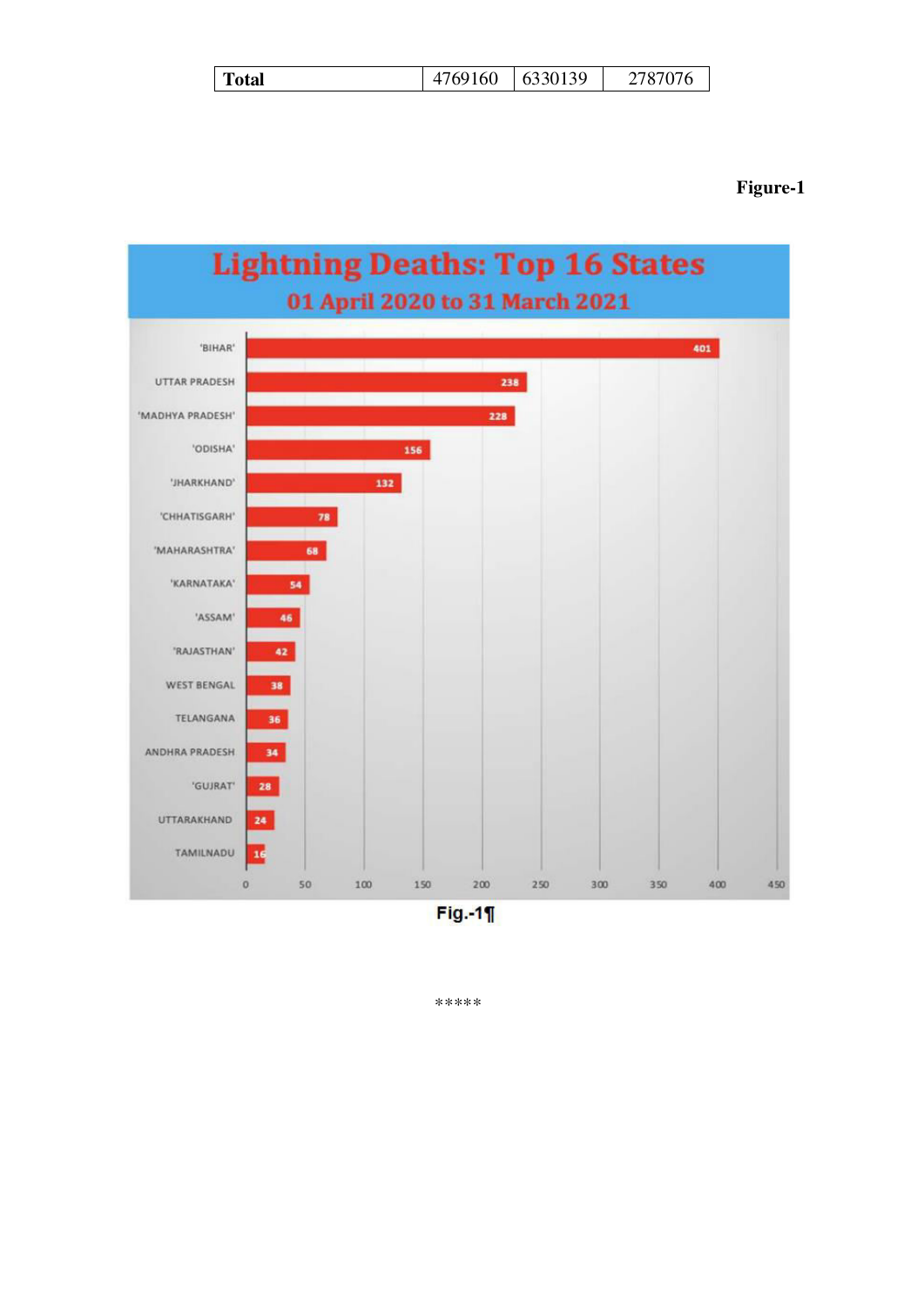| | | | |
|---|---|---|---|
| **Total** | 4769160 | 6330139 | 2787076 |

**Figure-1**

Lightning Deaths: Top 16 States

01 April 2020 to 31 March 2021

'BIHAR' 401

UTTAR PRADESH 238

'MADHYA PRADESH' 228

'ODISHA' 156

'JHARKHAND' 132

'CHHATISGARH' 78

'MAHARASHTRA' 68

'KARNATAKA' 54

'ASSAM' 46

'RAJASTHAN' 42

WEST BENGAL 38

TELANGANA 36

ANDHRA PRADESH 34

'GUJRAT' 28

UTTARAKHAND 24

TAMILNADU 16

0 50 100 150 200 250 300 350 400 450

Fig.-1¶

*****